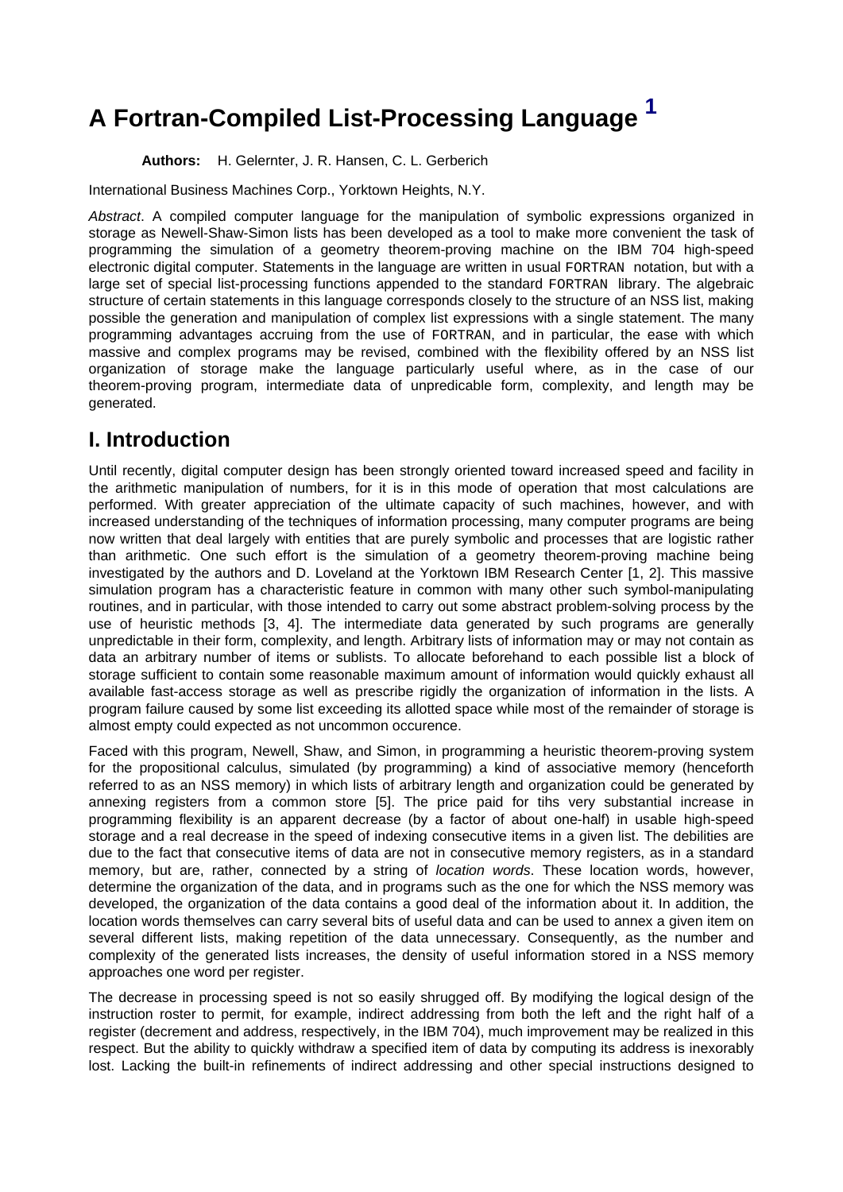# A Fortran-Compiled List-Processing Language [1]

**Authors:** H. Gelernter, J. R. Hansen, C. L. Gerberich

International Business Machines Corp., Yorktown Heights, N.Y.

*Abstract*. A compiled computer language for the manipulation of symbolic expressions organized in storage as Newell-Shaw-Simon lists has been developed as a tool to make more convenient the task of programming the simulation of a geometry theorem-proving machine on the IBM 704 high-speed electronic digital computer. Statements in the language are written in usual FORTRAN notation, but with a large set of special list-processing functions appended to the standard FORTRAN library. The algebraic structure of certain statements in this language corresponds closely to the structure of an NSS list, making possible the generation and manipulation of complex list expressions with a single statement. The many programming advantages accruing from the use of FORTRAN, and in particular, the ease with which massive and complex programs may be revised, combined with the flexibility offered by an NSS list organization of storage make the language particularly useful where, as in the case of our theorem-proving program, intermediate data of unpredicable form, complexity, and length may be generated.

## I. Introduction

Until recently, digital computer design has been strongly oriented toward increased speed and facility in the arithmetic manipulation of numbers, for it is in this mode of operation that most calculations are performed. With greater appreciation of the ultimate capacity of such machines, however, and with increased understanding of the techniques of information processing, many computer programs are being now written that deal largely with entities that are purely symbolic and processes that are logistic rather than arithmetic. One such effort is the simulation of a geometry theorem-proving machine being investigated by the authors and D. Loveland at the Yorktown IBM Research Center [1, 2]. This massive simulation program has a characteristic feature in common with many other such symbol-manipulating routines, and in particular, with those intended to carry out some abstract problem-solving process by the use of heuristic methods [3, 4]. The intermediate data generated by such programs are generally unpredictable in their form, complexity, and length. Arbitrary lists of information may or may not contain as data an arbitrary number of items or sublists. To allocate beforehand to each possible list a block of storage sufficient to contain some reasonable maximum amount of information would quickly exhaust all available fast-access storage as well as prescribe rigidly the organization of information in the lists. A program failure caused by some list exceeding its allotted space while most of the remainder of storage is almost empty could expected as not uncommon occurence.

Faced with this program, Newell, Shaw, and Simon, in programming a heuristic theorem-proving system for the propositional calculus, simulated (by programming) a kind of associative memory (henceforth referred to as an NSS memory) in which lists of arbitrary length and organization could be generated by annexing registers from a common store [5]. The price paid for tihs very substantial increase in programming flexibility is an apparent decrease (by a factor of about one-half) in usable high-speed storage and a real decrease in the speed of indexing consecutive items in a given list. The debilities are due to the fact that consecutive items of data are not in consecutive memory registers, as in a standard memory, but are, rather, connected by a string of *location words*. These location words, however, determine the organization of the data, and in programs such as the one for which the NSS memory was developed, the organization of the data contains a good deal of the information about it. In addition, the location words themselves can carry several bits of useful data and can be used to annex a given item on several different lists, making repetition of the data unnecessary. Consequently, as the number and complexity of the generated lists increases, the density of useful information stored in a NSS memory approaches one word per register.

The decrease in processing speed is not so easily shrugged off. By modifying the logical design of the instruction roster to permit, for example, indirect addressing from both the left and the right half of a register (decrement and address, respectively, in the IBM 704), much improvement may be realized in this respect. But the ability to quickly withdraw a specified item of data by computing its address is inexorably lost. Lacking the built-in refinements of indirect addressing and other special instructions designed to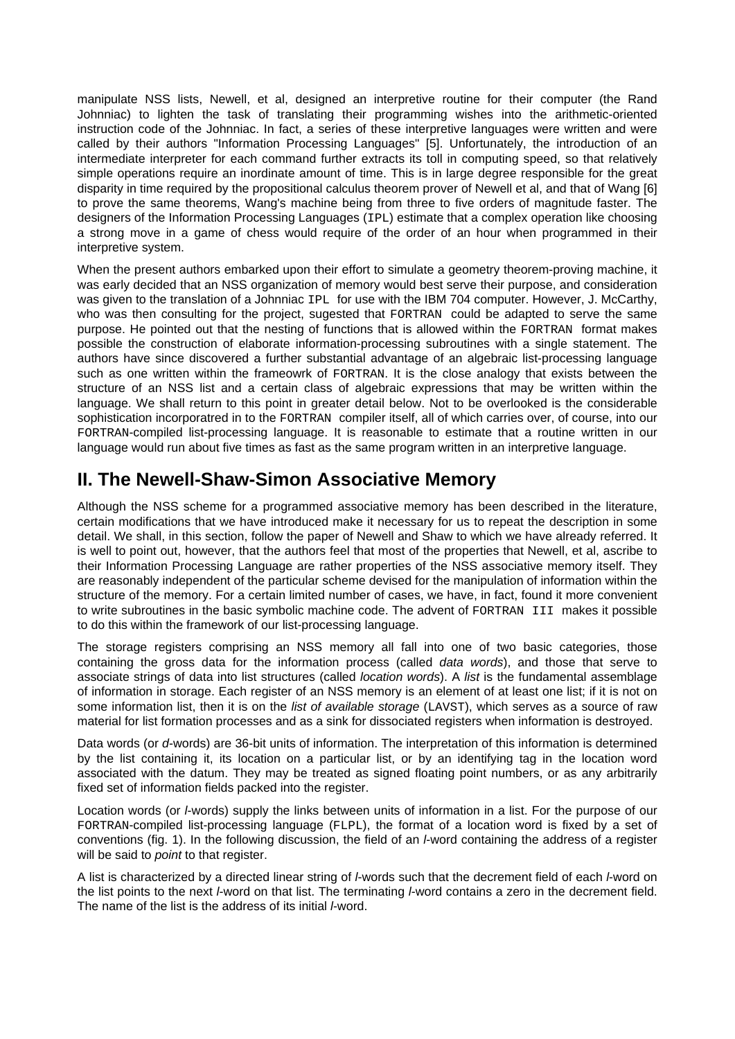manipulate NSS lists, Newell, et al, designed an interpretive routine for their computer (the Rand Johnniac) to lighten the task of translating their programming wishes into the arithmetic-oriented instruction code of the Johnniac. In fact, a series of these interpretive languages were written and were called by their authors "Information Processing Languages" [5]. Unfortunately, the introduction of an intermediate interpreter for each command further extracts its toll in computing speed, so that relatively simple operations require an inordinate amount of time. This is in large degree responsible for the great disparity in time required by the propositional calculus theorem prover of Newell et al, and that of Wang [6] to prove the same theorems, Wang's machine being from three to five orders of magnitude faster. The designers of the Information Processing Languages (IPL) estimate that a complex operation like choosing a strong move in a game of chess would require of the order of an hour when programmed in their interpretive system.

When the present authors embarked upon their effort to simulate a geometry theorem-proving machine, it was early decided that an NSS organization of memory would best serve their purpose, and consideration was given to the translation of a Johnniac IPL for use with the IBM 704 computer. However, J. McCarthy, who was then consulting for the project, sugested that FORTRAN could be adapted to serve the same purpose. He pointed out that the nesting of functions that is allowed within the FORTRAN format makes possible the construction of elaborate information-processing subroutines with a single statement. The authors have since discovered a further substantial advantage of an algebraic list-processing language such as one written within the frameowrk of FORTRAN. It is the close analogy that exists between the structure of an NSS list and a certain class of algebraic expressions that may be written within the language. We shall return to this point in greater detail below. Not to be overlooked is the considerable sophistication incorporatred in to the FORTRAN compiler itself, all of which carries over, of course, into our FORTRAN-compiled list-processing language. It is reasonable to estimate that a routine written in our language would run about five times as fast as the same program written in an interpretive language.

## II. The Newell-Shaw-Simon Associative Memory

Although the NSS scheme for a programmed associative memory has been described in the literature, certain modifications that we have introduced make it necessary for us to repeat the description in some detail. We shall, in this section, follow the paper of Newell and Shaw to which we have already referred. It is well to point out, however, that the authors feel that most of the properties that Newell, et al, ascribe to their Information Processing Language are rather properties of the NSS associative memory itself. They are reasonably independent of the particular scheme devised for the manipulation of information within the structure of the memory. For a certain limited number of cases, we have, in fact, found it more convenient to write subroutines in the basic symbolic machine code. The advent of FORTRAN III makes it possible to do this within the framework of our list-processing language.

The storage registers comprising an NSS memory all fall into one of two basic categories, those containing the gross data for the information process (called *data words*), and those that serve to associate strings of data into list structures (called *location words*). A *list* is the fundamental assemblage of information in storage. Each register of an NSS memory is an element of at least one list; if it is not on some information list, then it is on the *list of available storage* (LAVST), which serves as a source of raw material for list formation processes and as a sink for dissociated registers when information is destroyed.

Data words (or *d*-words) are 36-bit units of information. The interpretation of this information is determined by the list containing it, its location on a particular list, or by an identifying tag in the location word associated with the datum. They may be treated as signed floating point numbers, or as any arbitrarily fixed set of information fields packed into the register.

Location words (or *l*-words) supply the links between units of information in a list. For the purpose of our FORTRAN-compiled list-processing language (FLPL), the format of a location word is fixed by a set of conventions (fig. 1). In the following discussion, the field of an *l*-word containing the address of a register will be said to *point* to that register.

A list is characterized by a directed linear string of *l*-words such that the decrement field of each *l*-word on the list points to the next *l*-word on that list. The terminating *l*-word contains a zero in the decrement field. The name of the list is the address of its initial *l*-word.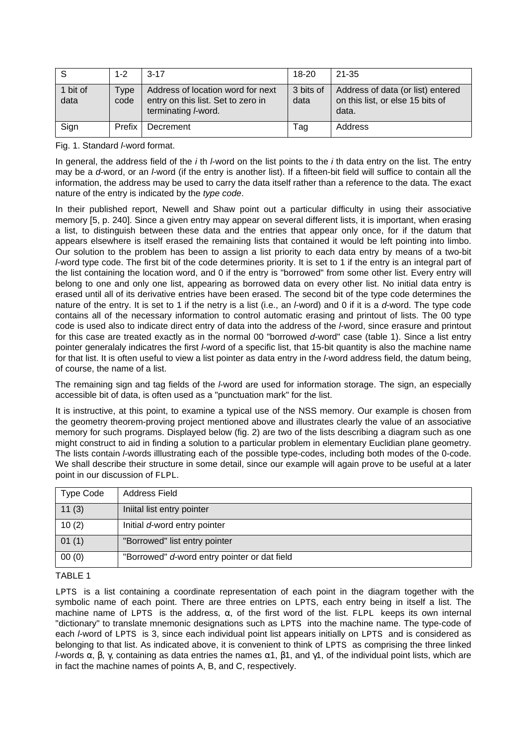| S | 1-2 | 3-17 | 18-20 | 21-35 |
|---|---|---|---|---|
| 1 bit of data | Type code | Address of location word for next entry on this list. Set to zero in terminating *l*-word. | 3 bits of data | Address of data (or list) entered on this list, or else 15 bits of data. |
| Sign | Prefix | Decrement | Tag | Address |

Fig. 1. Standard *l*-word format.

In general, the address field of the *i* th *l*-word on the list points to the *i* th data entry on the list. The entry may be a *d*-word, or an *l*-word (if the entry is another list). If a fifteen-bit field will suffice to contain all the information, the address may be used to carry the data itself rather than a reference to the data. The exact nature of the entry is indicated by the *type code*.

In their published report, Newell and Shaw point out a particular difficulty in using their associative memory [5, p. 240]. Since a given entry may appear on several different lists, it is important, when erasing a list, to distinguish between these data and the entries that appear only once, for if the datum that appears elsewhere is itself erased the remaining lists that contained it would be left pointing into limbo. Our solution to the problem has been to assign a list priority to each data entry by means of a two-bit *l*-word type code. The first bit of the code determines priority. It is set to 1 if the entry is an integral part of the list containing the location word, and 0 if the entry is "borrowed" from some other list. Every entry will belong to one and only one list, appearing as borrowed data on every other list. No initial data entry is erased until all of its derivative entries have been erased. The second bit of the type code determines the nature of the entry. It is set to 1 if the netry is a list (i.e., an *l*-word) and 0 if it is a *d*-word. The type code contains all of the necessary information to control automatic erasing and printout of lists. The 00 type code is used also to indicate direct entry of data into the address of the *l*-word, since erasure and printout for this case are treated exactly as in the normal 00 "borrowed *d*-word" case (table 1). Since a list entry pointer generalaly indicatres the first *l*-word of a specific list, that 15-bit quantity is also the machine name for that list. It is often useful to view a list pointer as data entry in the *l*-word address field, the datum being, of course, the name of a list.

The remaining sign and tag fields of the *l*-word are used for information storage. The sign, an especially accessible bit of data, is often used as a "punctuation mark" for the list.

It is instructive, at this point, to examine a typical use of the NSS memory. Our example is chosen from the geometry theorem-proving project mentioned above and illustrates clearly the value of an associative memory for such programs. Displayed below (fig. 2) are two of the lists describing a diagram such as one might construct to aid in finding a solution to a particular problem in elementary Euclidian plane geometry. The lists contain *l*-words illlustrating each of the possible type-codes, including both modes of the 0-code. We shall describe their structure in some detail, since our example will again prove to be useful at a later point in our discussion of FLPL.

| Type Code | Address Field |
|---|---|
| 11 (3) | Iniital list entry pointer |
| 10 (2) | Initial *d*-word entry pointer |
| 01 (1) | "Borrowed" list entry pointer |
| 00 (0) | "Borrowed" *d*-word entry pointer or dat field |

TABLE 1

LPTS is a list containing a coordinate representation of each point in the diagram together with the symbolic name of each point. There are three entries on LPTS, each entry being in itself a list. The machine name of LPTS is the address, α, of the first word of the list. FLPL keeps its own internal "dictionary" to translate mnemonic designations such as LPTS into the machine name. The type-code of each *l*-word of LPTS is 3, since each individual point list appears initially on LPTS and is considered as belonging to that list. As indicated above, it is convenient to think of LPTS as comprising the three linked *l*-words α, β, γ, containing as data entries the names α1, β1, and γ1, of the individual point lists, which are in fact the machine names of points A, B, and C, respectively.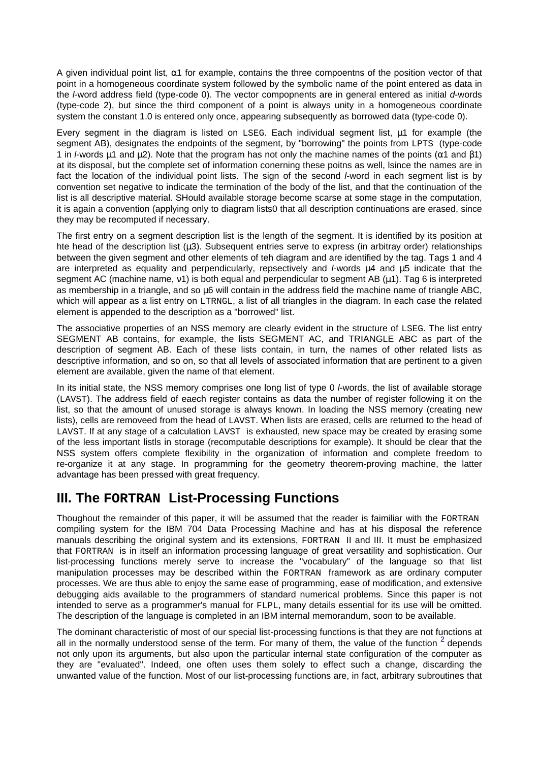A given individual point list, α1 for example, contains the three compoentns of the position vector of that point in a homogeneous coordinate system followed by the symbolic name of the point entered as data in the *l*-word address field (type-code 0). The vector compopnents are in general entered as initial *d*-words (type-code 2), but since the third component of a point is always unity in a homogeneous coordinate system the constant 1.0 is entered only once, appearing subsequently as borrowed data (type-code 0).

Every segment in the diagram is listed on `LSEG`. Each individual segment list, μ1 for example (the segment AB), designates the endpoints of the segment, by "borrowing" the points from `LPTS` (type-code 1 in *l*-words μ1 and μ2). Note that the program has not only the machine names of the points (α1 and β1) at its disposal, but the complete set of information conerning these poitns as well, lsince the names are in fact the location of the individual point lists. The sign of the second *l*-word in each segment list is by convention set negative to indicate the termination of the body of the list, and that the continuation of the list is all descriptive material. SHould available storage become scarse at some stage in the computation, it is again a convention (applying only to diagram lists0 that all description continuations are erased, since they may be recomputed if necessary.

The first entry on a segment description list is the length of the segment. It is identified by its position at hte head of the description list (μ3). Subsequent entries serve to express (in arbitray order) relationships between the given segment and other elements of teh diagram and are identified by the tag. Tags 1 and 4 are interpreted as equality and perpendicularly, repsectively and *l*-words μ4 and μ5 indicate that the segment AC (machine name, ν1) is both equal and perpendicular to segment AB (μ1). Tag 6 is interpreted as membership in a triangle, and so μ6 will contain in the address field the machine name of triangle ABC, which will appear as a list entry on `LTRNGL`, a list of all triangles in the diagram. In each case the related element is appended to the description as a "borrowed" list.

The associative properties of an NSS memory are clearly evident in the structure of `LSEG`. The list entry SEGMENT AB contains, for example, the lists SEGMENT AC, and TRIANGLE ABC as part of the description of segment AB. Each of these lists contain, in turn, the names of other related lists as descriptive information, and so on, so that all levels of associated information that are pertinent to a given element are available, given the name of that element.

In its initial state, the NSS memory comprises one long list of type 0 *l*-words, the list of available storage (`LAVST`). The address field of eaech register contains as data the number of register following it on the list, so that the amount of unused storage is always known. In loading the NSS memory (creating new lists), cells are removeed from the head of `LAVST`. When lists are erased, cells are returned to the head of `LAVST`. If at any stage of a calculation `LAVST` is exhausted, new space may be created by erasing some of the less important listls in storage (recomputable descriptions for example). It should be clear that the NSS system offers complete flexibility in the organization of information and complete freedom to re-organize it at any stage. In programming for the geometry theorem-proving machine, the latter advantage has been pressed with great frequency.

## III. The `FORTRAN` List-Processing Functions

Thoughout the remainder of this paper, it will be assumed that the reader is faimiliar with the `FORTRAN` compiling system for the IBM 704 Data Processing Machine and has at his disposal the reference manuals describing the original system and its extensions, `FORTRAN` II and III. It must be emphasized that `FORTRAN` is in itself an information processing language of great versatility and sophistication. Our list-processing functions merely serve to increase the "vocabulary" of the language so that list manipulation processes may be described within the `FORTRAN` framework as are ordinary computer processes. We are thus able to enjoy the same ease of programming, ease of modification, and extensive debugging aids available to the programmers of standard numerical problems. Since this paper is not intended to serve as a programmer's manual for `FLPL`, many details essential for its use will be omitted. The description of the language is completed in an IBM internal memorandum, soon to be available.

The dominant characteristic of most of our special list-processing functions is that they are not functions at all in the normally understood sense of the term. For many of them, the value of the function [2] depends not only upon its arguments, but also upon the particular internal state configuration of the computer as they are "evaluated". Indeed, one often uses them solely to effect such a change, discarding the unwanted value of the function. Most of our list-processing functions are, in fact, arbitrary subroutines that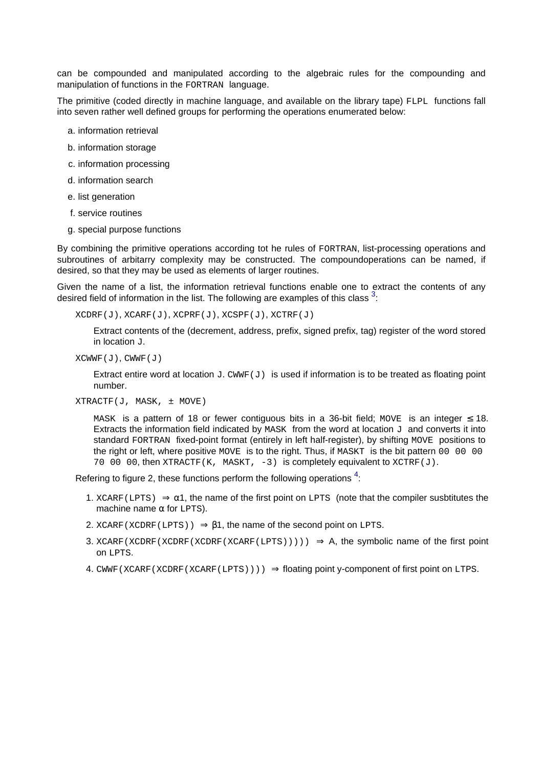can be compounded and manipulated according to the algebraic rules for the compounding and manipulation of functions in the `FORTRAN` language.

The primitive (coded directly in machine language, and available on the library tape) `FLPL` functions fall into seven rather well defined groups for performing the operations enumerated below:

a. information retrieval
b. information storage
c. information processing
d. information search
e. list generation
f. service routines
g. special purpose functions

By combining the primitive operations according tot he rules of `FORTRAN`, list-processing operations and subroutines of arbitarry complexity may be constructed. The compoundoperations can be named, if desired, so that they may be used as elements of larger routines.

Given the name of a list, the information retrieval functions enable one to extract the contents of any desired field of information in the list. The following are examples of this class [3]:

`XCDRF(J)`, `XCARF(J)`, `XCPRF(J)`, `XCSPF(J)`, `XCTRF(J)`

> Extract contents of the (decrement, address, prefix, signed prefix, tag) register of the word stored in location `J`.

`XCWWF(J)`, `CWWF(J)`

> Extract entire word at location `J`. `CWWF(J)` is used if information is to be treated as floating point number.

`XTRACTF(J, MASK, ± MOVE)`

> `MASK` is a pattern of 18 or fewer contiguous bits in a 36-bit field; `MOVE` is an integer ≤ 18. Extracts the information field indicated by `MASK` from the word at location `J` and converts it into standard `FORTRAN` fixed-point format (entirely in left half-register), by shifting `MOVE` positions to the right or left, where positive `MOVE` is to the right. Thus, if `MASKT` is the bit pattern `00 00 00 70 00 00`, then `XTRACTF(K, MASKT, -3)` is completely equivalent to `XCTRF(J)`.

Refering to figure 2, these functions perform the following operations [4]:

1. `XCARF(LPTS)` ⇒ α1, the name of the first point on `LPTS` (note that the compiler susbtitutes the machine name α for `LPTS`).
2. `XCARF(XCDRF(LPTS))` ⇒ β1, the name of the second point on `LPTS`.
3. `XCARF(XCDRF(XCDRF(XCDRF(XCARF(LPTS)))))` ⇒ A, the symbolic name of the first point on `LPTS`.
4. `CWWF(XCARF(XCDRF(XCARF(LPTS))))` ⇒ floating point y-component of first point on `LTPS`.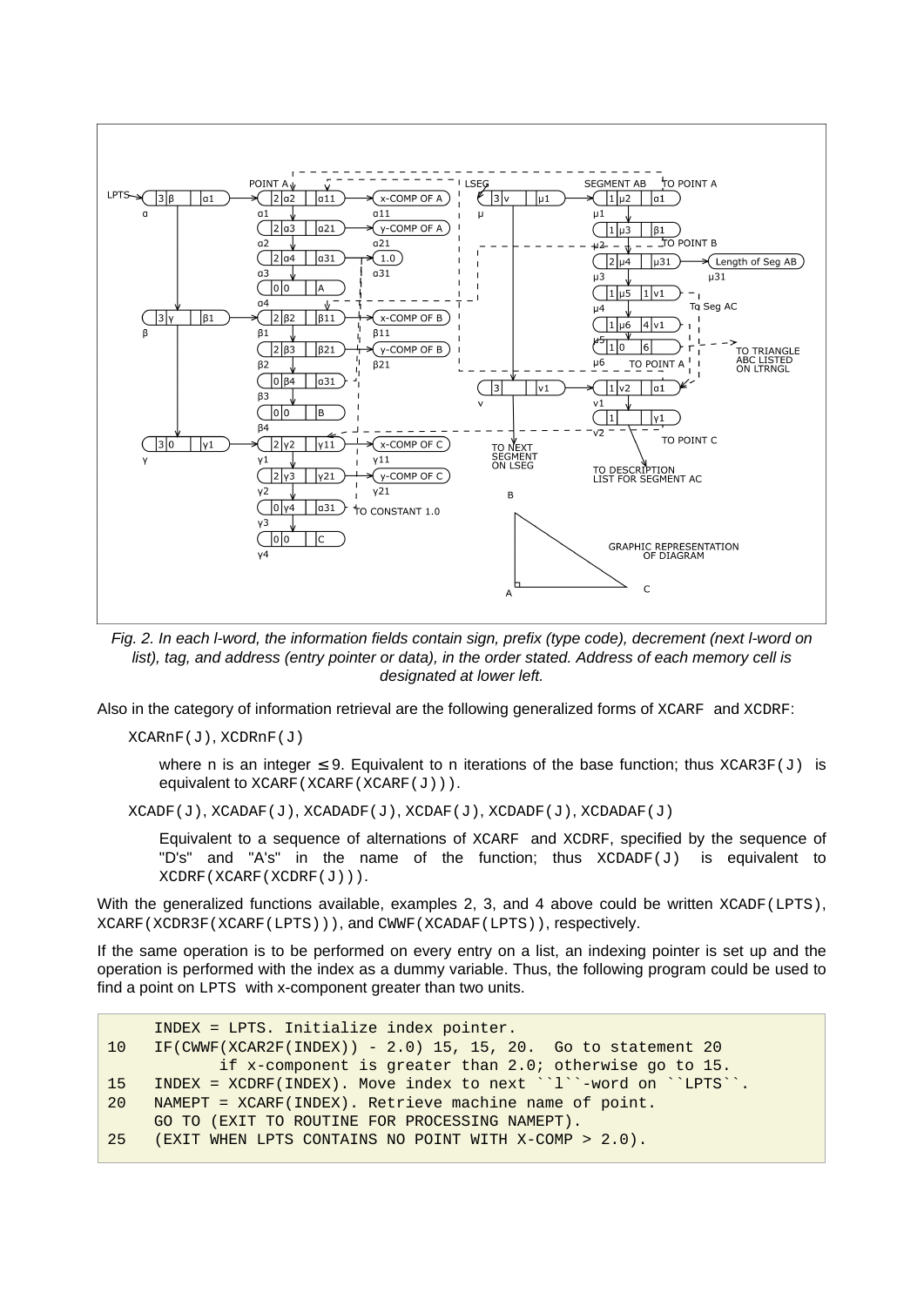*Fig. 2. In each l-word, the information fields contain sign, prefix (type code), decrement (next l-word on list), tag, and address (entry pointer or data), in the order stated. Address of each memory cell is designated at lower left.*

Also in the category of information retrieval are the following generalized forms of `XCARF` and `XCDRF`:

`XCARnF(J)`, `XCDRnF(J)`

> where n is an integer ≤ 9. Equivalent to n iterations of the base function; thus `XCAR3F(J)` is equivalent to `XCARF(XCARF(XCARF(J)))`.

`XCADF(J)`, `XCADAF(J)`, `XCADADF(J)`, `XCDAF(J)`, `XCDADF(J)`, `XCDADAF(J)`

> Equivalent to a sequence of alternations of `XCARF` and `XCDRF`, specified by the sequence of "D's" and "A's" in the name of the function; thus `XCDADF(J)` is equivalent to `XCDRF(XCARF(XCDRF(J)))`.

With the generalized functions available, examples 2, 3, and 4 above could be written `XCADF(LPTS)`, `XCARF(XCDR3F(XCARF(LPTS)))`, and `CWWF(XCADAF(LPTS))`, respectively.

If the same operation is to be performed on every entry on a list, an indexing pointer is set up and the operation is performed with the index as a dummy variable. Thus, the following program could be used to find a point on `LPTS` with x-component greater than two units.

```
     INDEX = LPTS. Initialize index pointer.
10   IF(CWWF(XCAR2F(INDEX)) - 2.0) 15, 15, 20.  Go to statement 20
            if x-component is greater than 2.0; otherwise go to 15.
15   INDEX = XCDRF(INDEX). Move index to next ``l``-word on ``LPTS``.
20   NAMEPT = XCARF(INDEX). Retrieve machine name of point.
     GO TO (EXIT TO ROUTINE FOR PROCESSING NAMEPT).
25   (EXIT WHEN LPTS CONTAINS NO POINT WITH X-COMP > 2.0).
```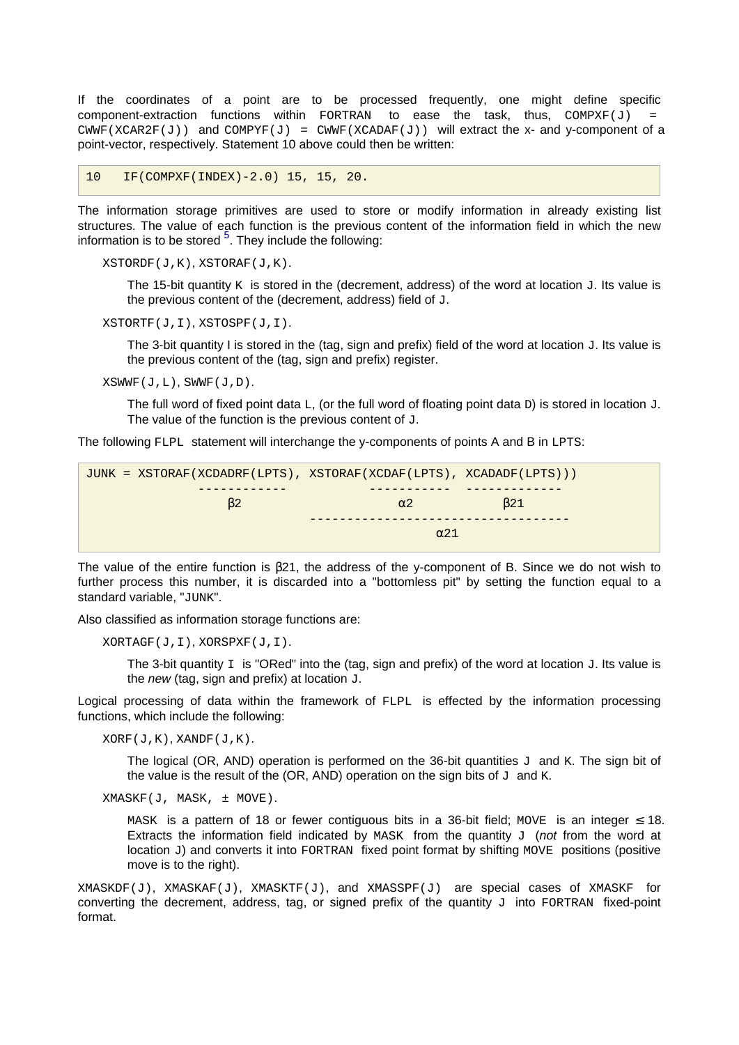If the coordinates of a point are to be processed frequently, one might define specific component-extraction functions within FORTRAN to ease the task, thus, COMPXF(J) = CWWF(XCAR2F(J)) and COMPYF(J) = CWWF(XCADAF(J)) will extract the x- and y-component of a point-vector, respectively. Statement 10 above could then be written:

```
10   IF(COMPXF(INDEX)-2.0) 15, 15, 20.
```

The information storage primitives are used to store or modify information in already existing list structures. The value of each function is the previous content of the information field in which the new information is to be stored [5]. They include the following:

XSTORDF(J,K), XSTORAF(J,K).

> The 15-bit quantity K is stored in the (decrement, address) of the word at location J. Its value is the previous content of the (decrement, address) field of J.

XSTORTF(J,I), XSTOSPF(J,I).

> The 3-bit quantity I is stored in the (tag, sign and prefix) field of the word at location J. Its value is the previous content of the (tag, sign and prefix) register.

XSWWF(J,L), SWWF(J,D).

> The full word of fixed point data L, (or the full word of floating point data D) is stored in location J. The value of the function is the previous content of J.

The following FLPL statement will interchange the y-components of points A and B in LPTS:

```
JUNK = XSTORAF(XCDADRF(LPTS), XSTORAF(XCDAF(LPTS), XCADADF(LPTS)))
              ------------           -----------  -------------
                   β2                     α2            β21
                                     ----------------------------------
                                                  α21
```

The value of the entire function is β21, the address of the y-component of B. Since we do not wish to further process this number, it is discarded into a "bottomless pit" by setting the function equal to a standard variable, "JUNK".

Also classified as information storage functions are:

XORTAGF(J,I), XORSPXF(J,I).

> The 3-bit quantity I is "ORed" into the (tag, sign and prefix) of the word at location J. Its value is the *new* (tag, sign and prefix) at location J.

Logical processing of data within the framework of FLPL is effected by the information processing functions, which include the following:

XORF(J,K), XANDF(J,K).

> The logical (OR, AND) operation is performed on the 36-bit quantities J and K. The sign bit of the value is the result of the (OR, AND) operation on the sign bits of J and K.

XMASKF(J, MASK, ± MOVE).

> MASK is a pattern of 18 or fewer contiguous bits in a 36-bit field; MOVE is an integer $\leq 18$. Extracts the information field indicated by MASK from the quantity J (*not* from the word at location J) and converts it into FORTRAN fixed point format by shifting MOVE positions (positive move is to the right).

XMASKDF(J), XMASKAF(J), XMASKTF(J), and XMASSPF(J) are special cases of XMASKF for converting the decrement, address, tag, or signed prefix of the quantity J into FORTRAN fixed-point format.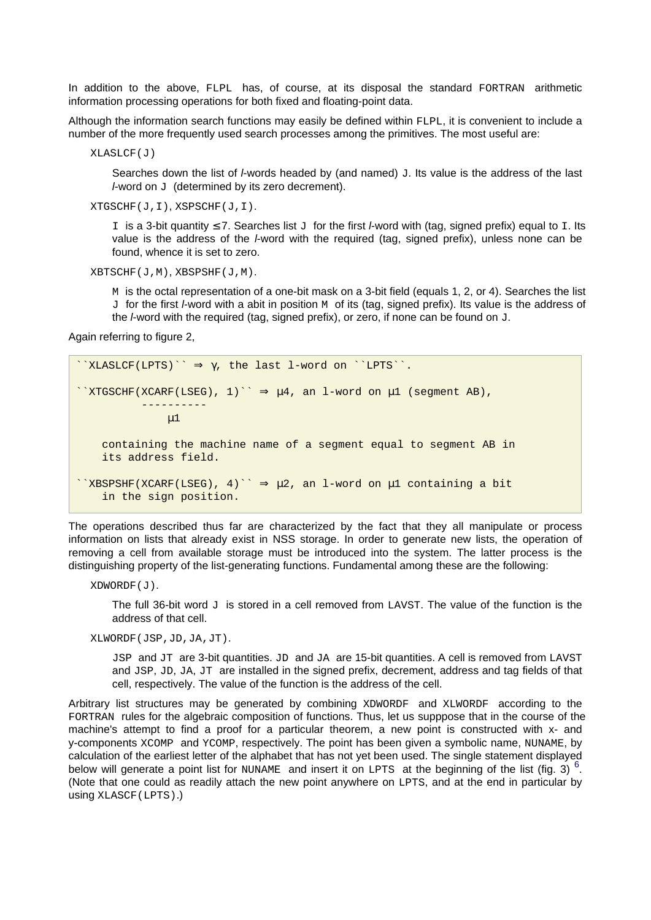In addition to the above, FLPL has, of course, at its disposal the standard FORTRAN arithmetic information processing operations for both fixed and floating-point data.

Although the information search functions may easily be defined within FLPL, it is convenient to include a number of the more frequently used search processes among the primitives. The most useful are:

XLASLCF(J)

> Searches down the list of *l*-words headed by (and named) J. Its value is the address of the last *l*-word on J (determined by its zero decrement).

XTGSCHF(J,I), XSPSCHF(J,I).

> I is a 3-bit quantity ≤ 7. Searches list J for the first *l*-word with (tag, signed prefix) equal to I. Its value is the address of the *l*-word with the required (tag, signed prefix), unless none can be found, whence it is set to zero.

XBTSCHF(J,M), XBSPSHF(J,M).

> M is the octal representation of a one-bit mask on a 3-bit field (equals 1, 2, or 4). Searches the list J for the first *l*-word with a abit in position M of its (tag, signed prefix). Its value is the address of the *l*-word with the required (tag, signed prefix), or zero, if none can be found on J.

Again referring to figure 2,

```
``XLASLCF(LPTS)`` ⇒ γ, the last l-word on ``LPTS``.

``XTGSCHF(XCARF(LSEG), 1)`` ⇒ μ4, an l-word on μ1 (segment AB),
          ----------
              μ1

    containing the machine name of a segment equal to segment AB in
    its address field.

``XBSPSHF(XCARF(LSEG), 4)`` ⇒ μ2, an l-word on μ1 containing a bit
    in the sign position.
```

The operations described thus far are characterized by the fact that they all manipulate or process information on lists that already exist in NSS storage. In order to generate new lists, the operation of removing a cell from available storage must be introduced into the system. The latter process is the distinguishing property of the list-generating functions. Fundamental among these are the following:

XDWORDF(J).

> The full 36-bit word J is stored in a cell removed from LAVST. The value of the function is the address of that cell.

XLWORDF(JSP,JD,JA,JT).

> JSP and JT are 3-bit quantities. JD and JA are 15-bit quantities. A cell is removed from LAVST and JSP, JD, JA, JT are installed in the signed prefix, decrement, address and tag fields of that cell, respectively. The value of the function is the address of the cell.

Arbitrary list structures may be generated by combining XDWORDF and XLWORDF according to the FORTRAN rules for the algebraic composition of functions. Thus, let us supppose that in the course of the machine's attempt to find a proof for a particular theorem, a new point is constructed with x- and y-components XCOMP and YCOMP, respectively. The point has been given a symbolic name, NUNAME, by calculation of the earliest letter of the alphabet that has not yet been used. The single statement displayed below will generate a point list for NUNAME and insert it on LPTS at the beginning of the list (fig. 3) [6]. (Note that one could as readily attach the new point anywhere on LPTS, and at the end in particular by using XLASCF(LPTS).)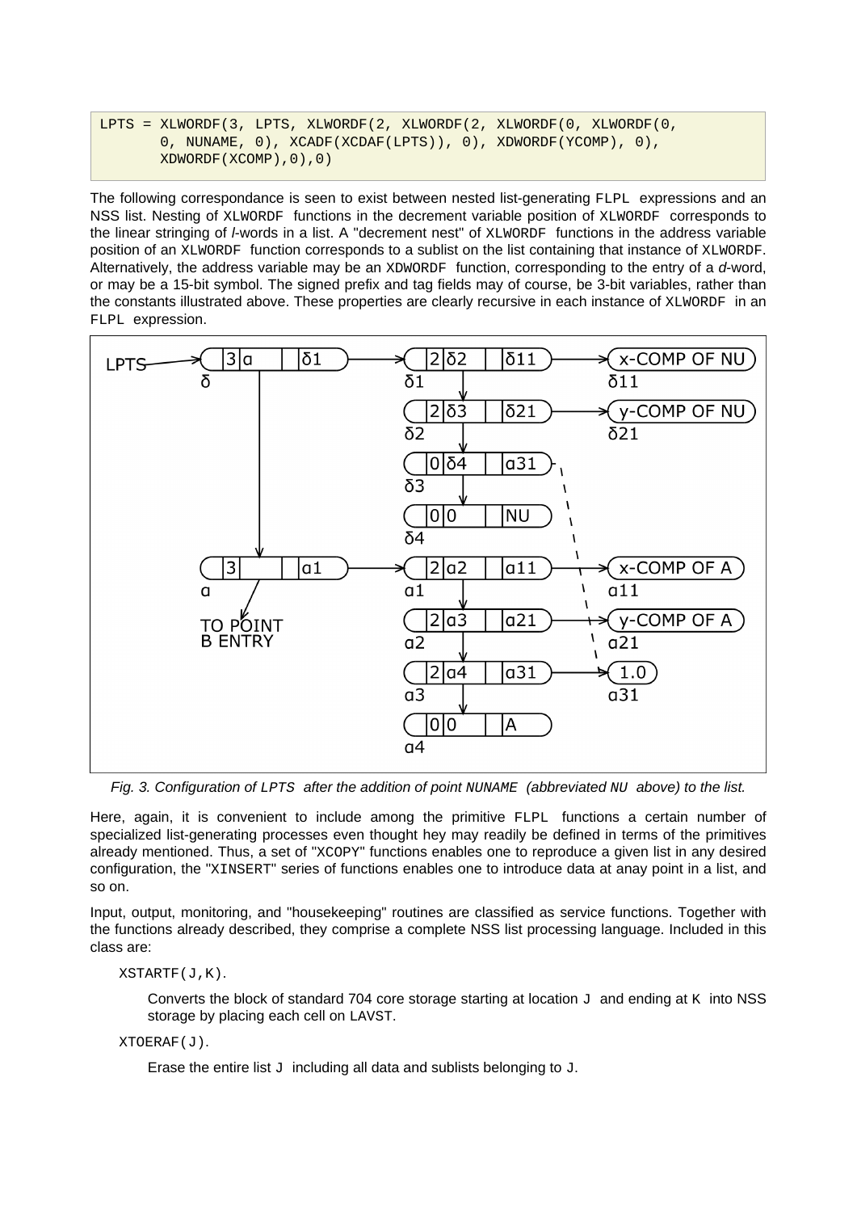```
LPTS = XLWORDF(3, LPTS, XLWORDF(2, XLWORDF(2, XLWORDF(0, XLWORDF(0,
       0, NUNAME, 0), XCADF(XCDAF(LPTS)), 0), XDWORDF(YCOMP), 0),
       XDWORDF(XCOMP),0),0)
```

The following correspondance is seen to exist between nested list-generating FLPL expressions and an NSS list. Nesting of XLWORDF functions in the decrement variable position of XLWORDF corresponds to the linear stringing of *l*-words in a list. A "decrement nest" of XLWORDF functions in the address variable position of an XLWORDF function corresponds to a sublist on the list containing that instance of XLWORDF. Alternatively, the address variable may be an XDWORDF function, corresponding to the entry of a *d*-word, or may be a 15-bit symbol. The signed prefix and tag fields may of course, be 3-bit variables, rather than the constants illustrated above. These properties are clearly recursive in each instance of XLWORDF in an FLPL expression.

*Fig. 3. Configuration of LPTS after the addition of point NUNAME (abbreviated NU above) to the list.*

Here, again, it is convenient to include among the primitive FLPL functions a certain number of specialized list-generating processes even thought hey may readily be defined in terms of the primitives already mentioned. Thus, a set of "XCOPY" functions enables one to reproduce a given list in any desired configuration, the "XINSERT" series of functions enables one to introduce data at anay point in a list, and so on.

Input, output, monitoring, and "housekeeping" routines are classified as service functions. Together with the functions already described, they comprise a complete NSS list processing language. Included in this class are:

XSTARTF(J,K).

Converts the block of standard 704 core storage starting at location J and ending at K into NSS storage by placing each cell on LAVST.

XTOERAF(J).

Erase the entire list J including all data and sublists belonging to J.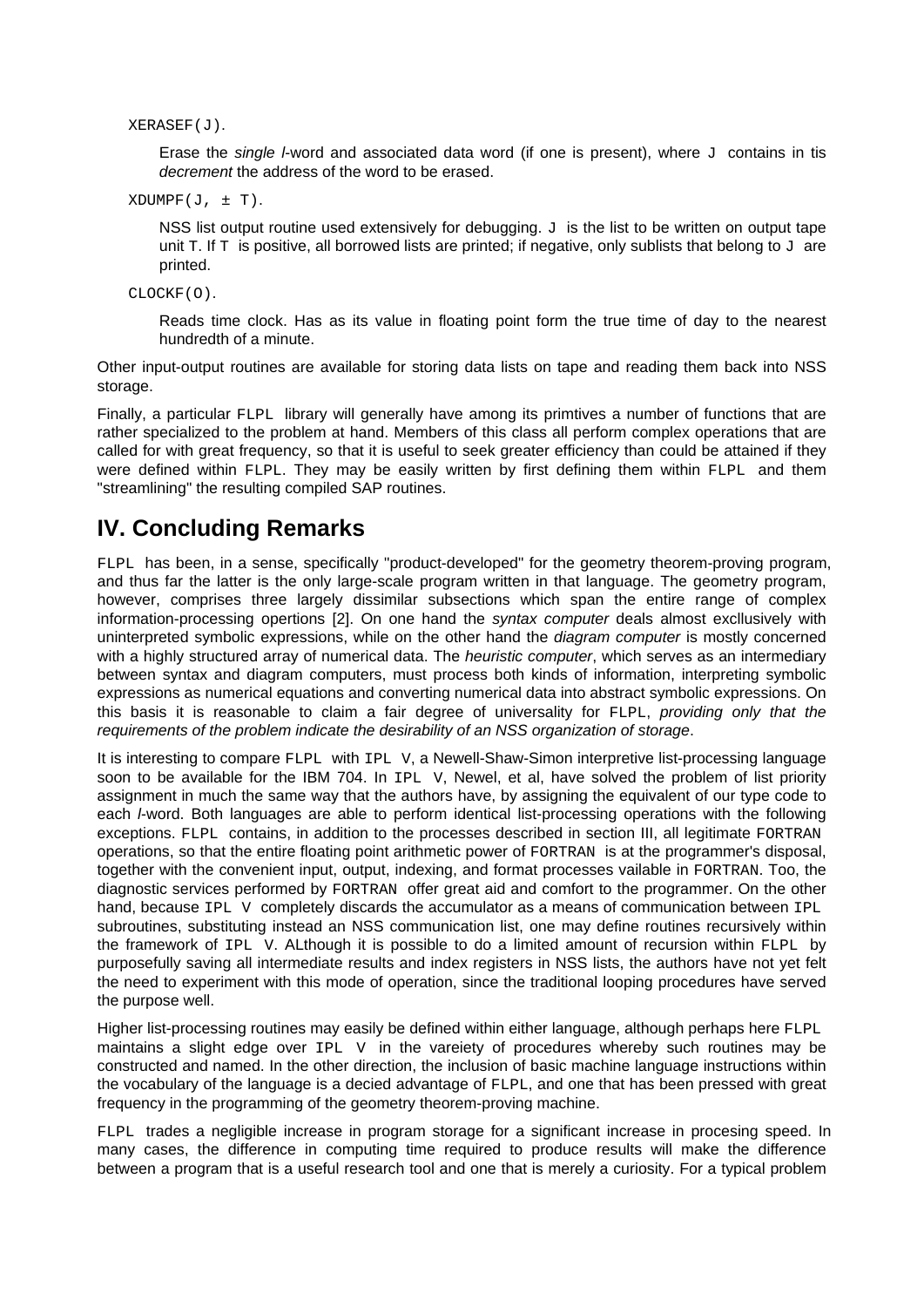`XERASEF(J)`.

> Erase the *single l*-word and associated data word (if one is present), where `J` contains in tis *decrement* the address of the word to be erased.

`XDUMPF(J, ± T)`.

> NSS list output routine used extensively for debugging. `J` is the list to be written on output tape unit T. If `T` is positive, all borrowed lists are printed; if negative, only sublists that belong to `J` are printed.

`CLOCKF(O)`.

> Reads time clock. Has as its value in floating point form the true time of day to the nearest hundredth of a minute.

Other input-output routines are available for storing data lists on tape and reading them back into NSS storage.

Finally, a particular `FLPL` library will generally have among its primtives a number of functions that are rather specialized to the problem at hand. Members of this class all perform complex operations that are called for with great frequency, so that it is useful to seek greater efficiency than could be attained if they were defined within `FLPL`. They may be easily written by first defining them within `FLPL` and them "streamlining" the resulting compiled SAP routines.

## IV. Concluding Remarks

`FLPL` has been, in a sense, specifically "product-developed" for the geometry theorem-proving program, and thus far the latter is the only large-scale program written in that language. The geometry program, however, comprises three largely dissimilar subsections which span the entire range of complex information-processing opertions [2]. On one hand the *syntax computer* deals almost excllusively with uninterpreted symbolic expressions, while on the other hand the *diagram computer* is mostly concerned with a highly structured array of numerical data. The *heuristic computer*, which serves as an intermediary between syntax and diagram computers, must process both kinds of information, interpreting symbolic expressions as numerical equations and converting numerical data into abstract symbolic expressions. On this basis it is reasonable to claim a fair degree of universality for `FLPL`, *providing only that the requirements of the problem indicate the desirability of an NSS organization of storage*.

It is interesting to compare `FLPL` with `IPL V`, a Newell-Shaw-Simon interpretive list-processing language soon to be available for the IBM 704. In `IPL V`, Newel, et al, have solved the problem of list priority assignment in much the same way that the authors have, by assigning the equivalent of our type code to each *l*-word. Both languages are able to perform identical list-processing operations with the following exceptions. `FLPL` contains, in addition to the processes described in section III, all legitimate `FORTRAN` operations, so that the entire floating point arithmetic power of `FORTRAN` is at the programmer's disposal, together with the convenient input, output, indexing, and format processes vailable in `FORTRAN`. Too, the diagnostic services performed by `FORTRAN` offer great aid and comfort to the programmer. On the other hand, because `IPL V` completely discards the accumulator as a means of communication between `IPL` subroutines, substituting instead an NSS communication list, one may define routines recursively within the framework of `IPL V`. ALthough it is possible to do a limited amount of recursion within `FLPL` by purposefully saving all intermediate results and index registers in NSS lists, the authors have not yet felt the need to experiment with this mode of operation, since the traditional looping procedures have served the purpose well.

Higher list-processing routines may easily be defined within either language, although perhaps here `FLPL` maintains a slight edge over `IPL V` in the vareiety of procedures whereby such routines may be constructed and named. In the other direction, the inclusion of basic machine language instructions within the vocabulary of the language is a decied advantage of `FLPL`, and one that has been pressed with great frequency in the programming of the geometry theorem-proving machine.

`FLPL` trades a negligible increase in program storage for a significant increase in procesing speed. In many cases, the difference in computing time required to produce results will make the difference between a program that is a useful research tool and one that is merely a curiosity. For a typical problem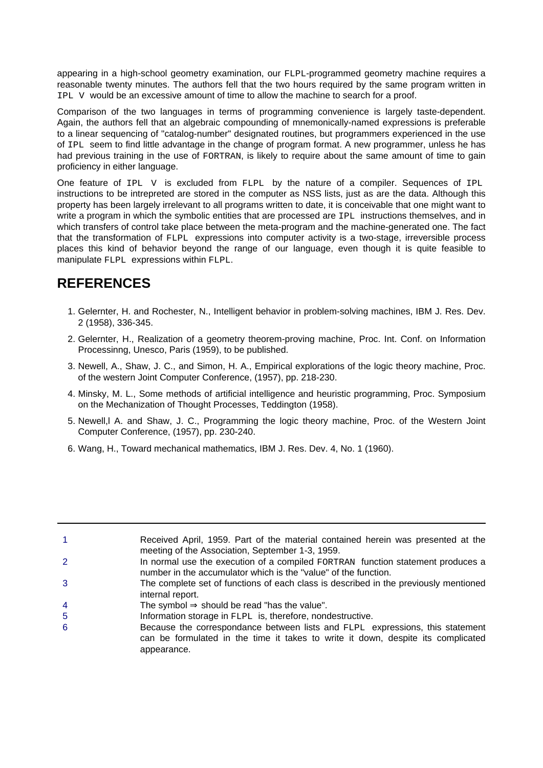appearing in a high-school geometry examination, our FLPL-programmed geometry machine requires a reasonable twenty minutes. The authors fell that the two hours required by the same program written in IPL V would be an excessive amount of time to allow the machine to search for a proof.

Comparison of the two languages in terms of programming convenience is largely taste-dependent. Again, the authors fell that an algebraic compounding of mnemonically-named expressions is preferable to a linear sequencing of "catalog-number" designated routines, but programmers experienced in the use of IPL seem to find little advantage in the change of program format. A new programmer, unless he has had previous training in the use of FORTRAN, is likely to require about the same amount of time to gain proficiency in either language.

One feature of IPL V is excluded from FLPL by the nature of a compiler. Sequences of IPL instructions to be intrepreted are stored in the computer as NSS lists, just as are the data. Although this property has been largely irrelevant to all programs written to date, it is conceivable that one might want to write a program in which the symbolic entities that are processed are IPL instructions themselves, and in which transfers of control take place between the meta-program and the machine-generated one. The fact that the transformation of FLPL expressions into computer activity is a two-stage, irreversible process places this kind of behavior beyond the range of our language, even though it is quite feasible to manipulate FLPL expressions within FLPL.

## REFERENCES

1. Gelernter, H. and Rochester, N., Intelligent behavior in problem-solving machines, IBM J. Res. Dev. 2 (1958), 336-345.
2. Gelernter, H., Realization of a geometry theorem-proving machine, Proc. Int. Conf. on Information Processinng, Unesco, Paris (1959), to be published.
3. Newell, A., Shaw, J. C., and Simon, H. A., Empirical explorations of the logic theory machine, Proc. of the western Joint Computer Conference, (1957), pp. 218-230.
4. Minsky, M. L., Some methods of artificial intelligence and heuristic programming, Proc. Symposium on the Mechanization of Thought Processes, Teddington (1958).
5. Newell,l A. and Shaw, J. C., Programming the logic theory machine, Proc. of the Western Joint Computer Conference, (1957), pp. 230-240.
6. Wang, H., Toward mechanical mathematics, IBM J. Res. Dev. 4, No. 1 (1960).

---

[1] Received April, 1959. Part of the material contained herein was presented at the meeting of the Association, September 1-3, 1959.

[2] In normal use the execution of a compiled FORTRAN function statement produces a number in the accumulator which is the "value" of the function.

[3] The complete set of functions of each class is described in the previously mentioned internal report.

[4] The symbol ⇒ should be read "has the value".

[5] Information storage in FLPL is, therefore, nondestructive.

[6] Because the correspondance between lists and FLPL expressions, this statement can be formulated in the time it takes to write it down, despite its complicated appearance.